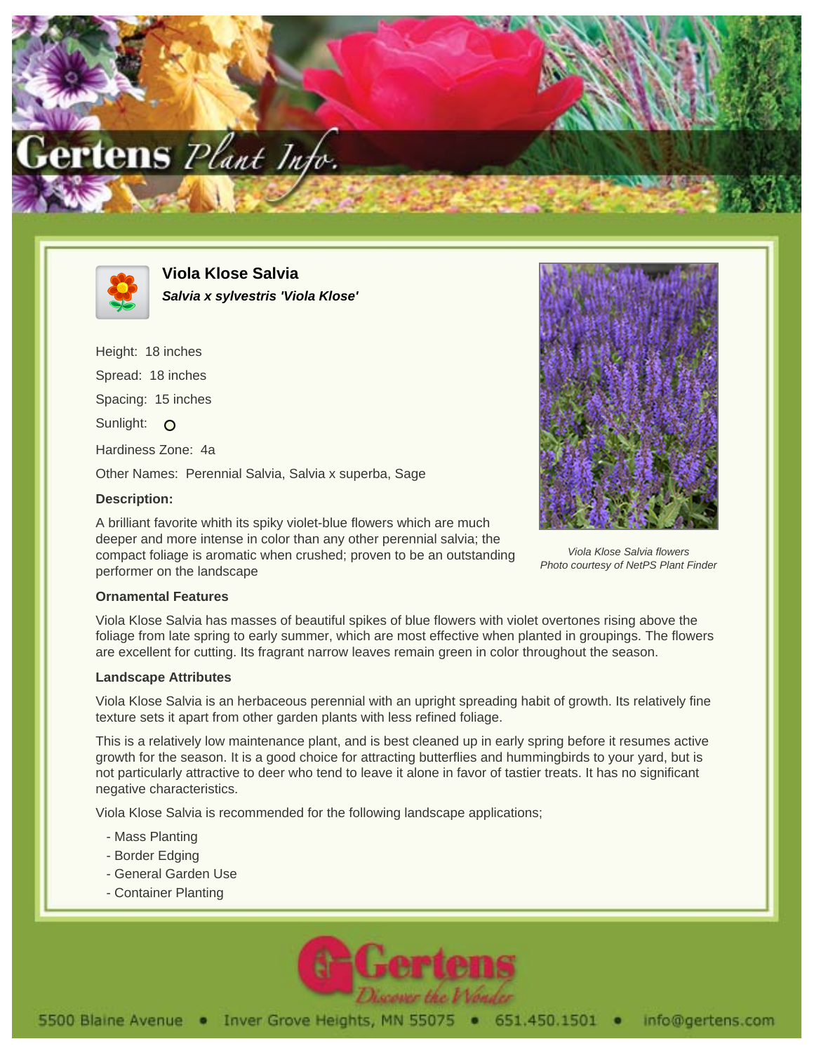# Viola Klose Salvia

***Salvia x sylvestris 'Viola Klose'***

Height: 18 inches

Spread: 18 inches

Spacing: 15 inches

Sunlight: O

Hardiness Zone: 4a

Other Names: Perennial Salvia, Salvia x superba, Sage

### Description:

A brilliant favorite whith its spiky violet-blue flowers which are much deeper and more intense in color than any other perennial salvia; the compact foliage is aromatic when crushed; proven to be an outstanding performer on the landscape

*Viola Klose Salvia flowers*
*Photo courtesy of NetPS Plant Finder*

### Ornamental Features

Viola Klose Salvia has masses of beautiful spikes of blue flowers with violet overtones rising above the foliage from late spring to early summer, which are most effective when planted in groupings. The flowers are excellent for cutting. Its fragrant narrow leaves remain green in color throughout the season.

### Landscape Attributes

Viola Klose Salvia is an herbaceous perennial with an upright spreading habit of growth. Its relatively fine texture sets it apart from other garden plants with less refined foliage.

This is a relatively low maintenance plant, and is best cleaned up in early spring before it resumes active growth for the season. It is a good choice for attracting butterflies and hummingbirds to your yard, but is not particularly attractive to deer who tend to leave it alone in favor of tastier treats. It has no significant negative characteristics.

Viola Klose Salvia is recommended for the following landscape applications;

- Mass Planting
- Border Edging
- General Garden Use
- Container Planting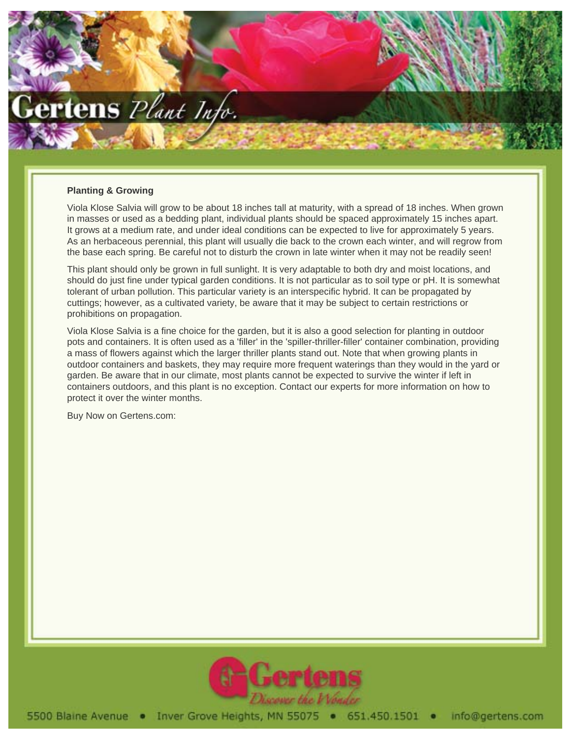**Planting & Growing**

Viola Klose Salvia will grow to be about 18 inches tall at maturity, with a spread of 18 inches. When grown in masses or used as a bedding plant, individual plants should be spaced approximately 15 inches apart. It grows at a medium rate, and under ideal conditions can be expected to live for approximately 5 years. As an herbaceous perennial, this plant will usually die back to the crown each winter, and will regrow from the base each spring. Be careful not to disturb the crown in late winter when it may not be readily seen!

This plant should only be grown in full sunlight. It is very adaptable to both dry and moist locations, and should do just fine under typical garden conditions. It is not particular as to soil type or pH. It is somewhat tolerant of urban pollution. This particular variety is an interspecific hybrid. It can be propagated by cuttings; however, as a cultivated variety, be aware that it may be subject to certain restrictions or prohibitions on propagation.

Viola Klose Salvia is a fine choice for the garden, but it is also a good selection for planting in outdoor pots and containers. It is often used as a 'filler' in the 'spiller-thriller-filler' container combination, providing a mass of flowers against which the larger thriller plants stand out. Note that when growing plants in outdoor containers and baskets, they may require more frequent waterings than they would in the yard or garden. Be aware that in our climate, most plants cannot be expected to survive the winter if left in containers outdoors, and this plant is no exception. Contact our experts for more information on how to protect it over the winter months.

Buy Now on Gertens.com: